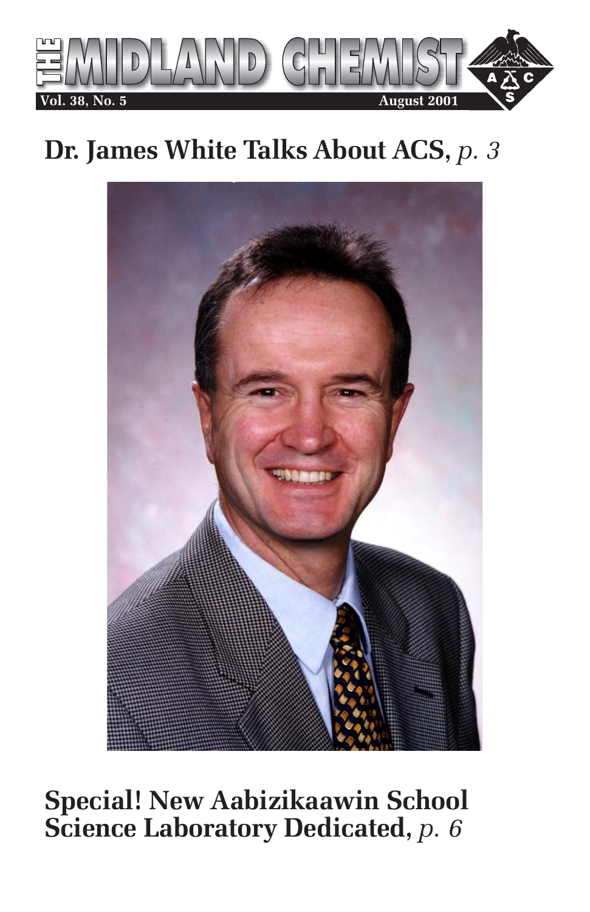# THE MIDLAND CHEMIST

Vol. 38, No. 5 August 2001

## Dr. James White Talks About ACS, *p. 3*

## Special! New Aabizikaawin School Science Laboratory Dedicated, *p. 6*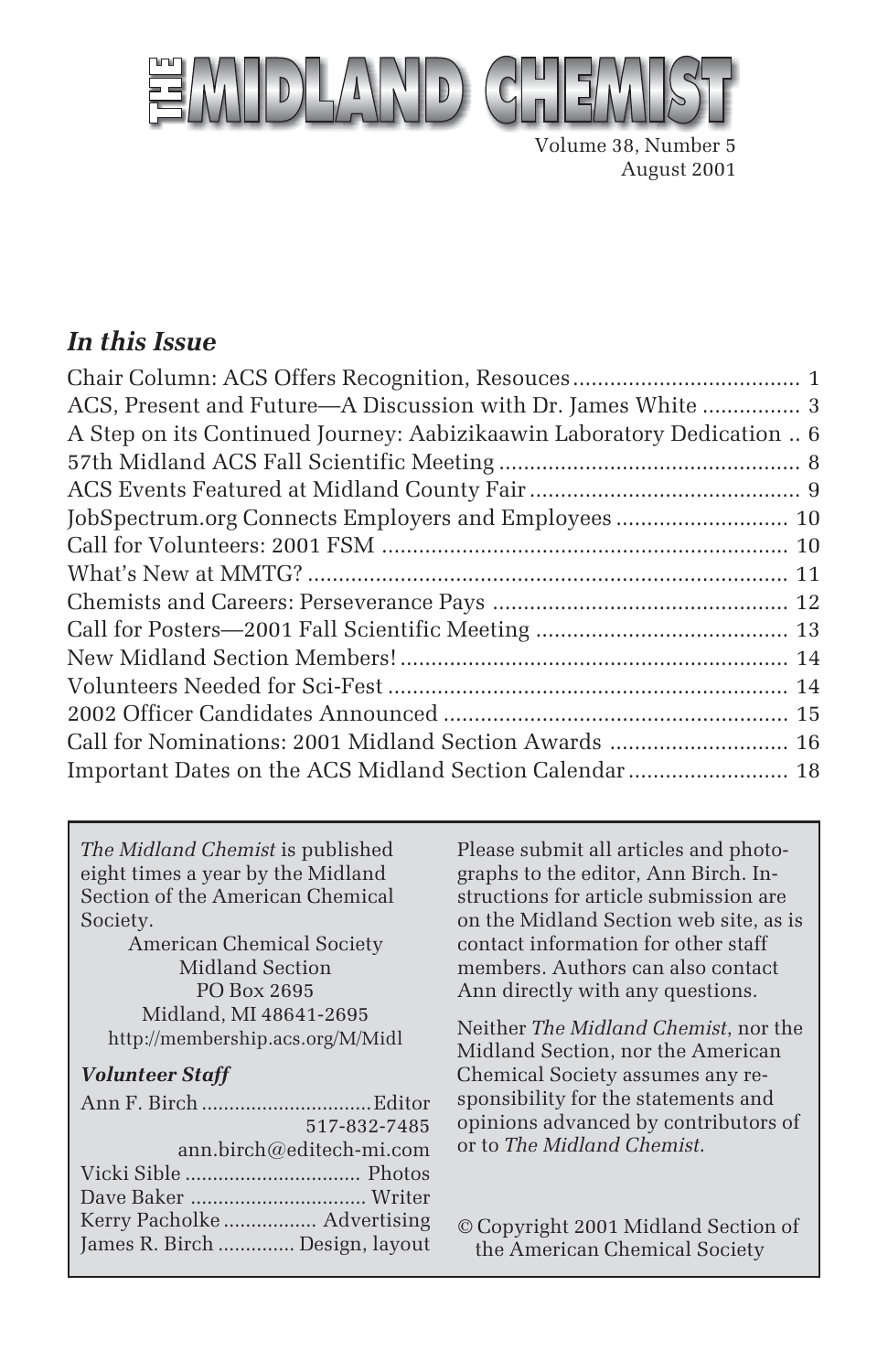# THE MIDLAND CHEMIST

Volume 38, Number 5
August 2001

## *In this Issue*

| | |
|---|---|
| Chair Column: ACS Offers Recognition, Resouces | 1 |
| ACS, Present and Future—A Discussion with Dr. James White | 3 |
| A Step on its Continued Journey: Aabizikaawin Laboratory Dedication | 6 |
| 57th Midland ACS Fall Scientific Meeting | 8 |
| ACS Events Featured at Midland County Fair | 9 |
| JobSpectrum.org Connects Employers and Employees | 10 |
| Call for Volunteers: 2001 FSM | 10 |
| What's New at MMTG? | 11 |
| Chemists and Careers: Perseverance Pays | 12 |
| Call for Posters—2001 Fall Scientific Meeting | 13 |
| New Midland Section Members! | 14 |
| Volunteers Needed for Sci-Fest | 14 |
| 2002 Officer Candidates Announced | 15 |
| Call for Nominations: 2001 Midland Section Awards | 16 |
| Important Dates on the ACS Midland Section Calendar | 18 |

*The Midland Chemist* is published eight times a year by the Midland Section of the American Chemical Society.

American Chemical Society
Midland Section
PO Box 2695
Midland, MI 48641-2695
http://membership.acs.org/M/Midl

### *Volunteer Staff*

Ann F. Birch .............................. Editor
517-832-7485
ann.birch@editech-mi.com
Vicki Sible ............................... Photos
Dave Baker ............................... Writer
Kerry Pacholke ................. Advertising
James R. Birch ............. Design, layout

Please submit all articles and photographs to the editor, Ann Birch. Instructions for article submission are on the Midland Section web site, as is contact information for other staff members. Authors can also contact Ann directly with any questions.

Neither *The Midland Chemist*, nor the Midland Section, nor the American Chemical Society assumes any responsibility for the statements and opinions advanced by contributors of or to *The Midland Chemist*.

© Copyright 2001 Midland Section of the American Chemical Society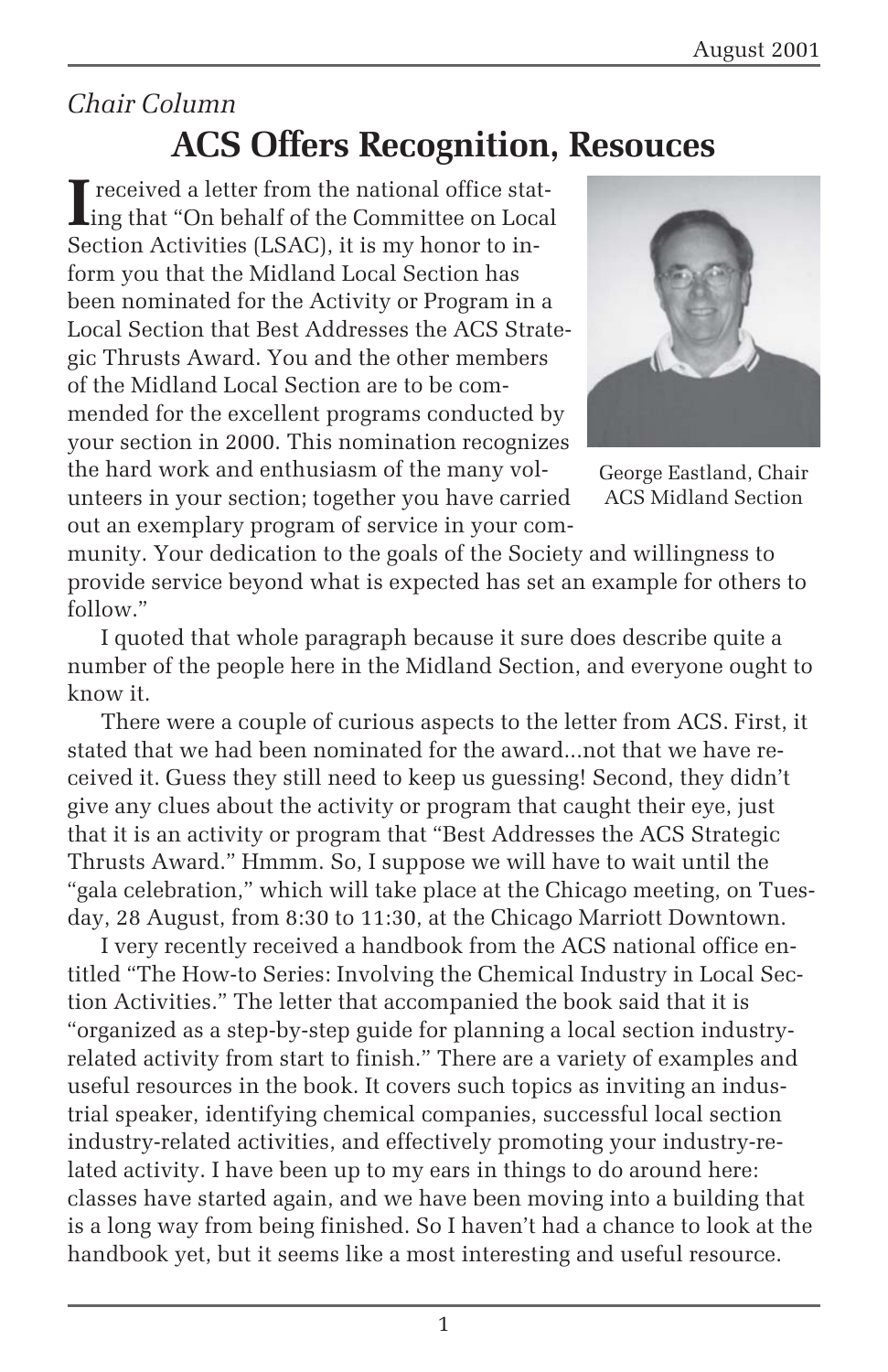*Chair Column*

# ACS Offers Recognition, Resouces

I received a letter from the national office stating that "On behalf of the Committee on Local Section Activities (LSAC), it is my honor to inform you that the Midland Local Section has been nominated for the Activity or Program in a Local Section that Best Addresses the ACS Strategic Thrusts Award. You and the other members of the Midland Local Section are to be commended for the excellent programs conducted by your section in 2000. This nomination recognizes the hard work and enthusiasm of the many volunteers in your section; together you have carried out an exemplary program of service in your community. Your dedication to the goals of the Society and willingness to provide service beyond what is expected has set an example for others to follow."

George Eastland, Chair ACS Midland Section

I quoted that whole paragraph because it sure does describe quite a number of the people here in the Midland Section, and everyone ought to know it.

There were a couple of curious aspects to the letter from ACS. First, it stated that we had been nominated for the award...not that we have received it. Guess they still need to keep us guessing! Second, they didn't give any clues about the activity or program that caught their eye, just that it is an activity or program that "Best Addresses the ACS Strategic Thrusts Award." Hmmm. So, I suppose we will have to wait until the "gala celebration," which will take place at the Chicago meeting, on Tuesday, 28 August, from 8:30 to 11:30, at the Chicago Marriott Downtown.

I very recently received a handbook from the ACS national office entitled "The How-to Series: Involving the Chemical Industry in Local Section Activities." The letter that accompanied the book said that it is "organized as a step-by-step guide for planning a local section industry-related activity from start to finish." There are a variety of examples and useful resources in the book. It covers such topics as inviting an industrial speaker, identifying chemical companies, successful local section industry-related activities, and effectively promoting your industry-related activity. I have been up to my ears in things to do around here: classes have started again, and we have been moving into a building that is a long way from being finished. So I haven't had a chance to look at the handbook yet, but it seems like a most interesting and useful resource.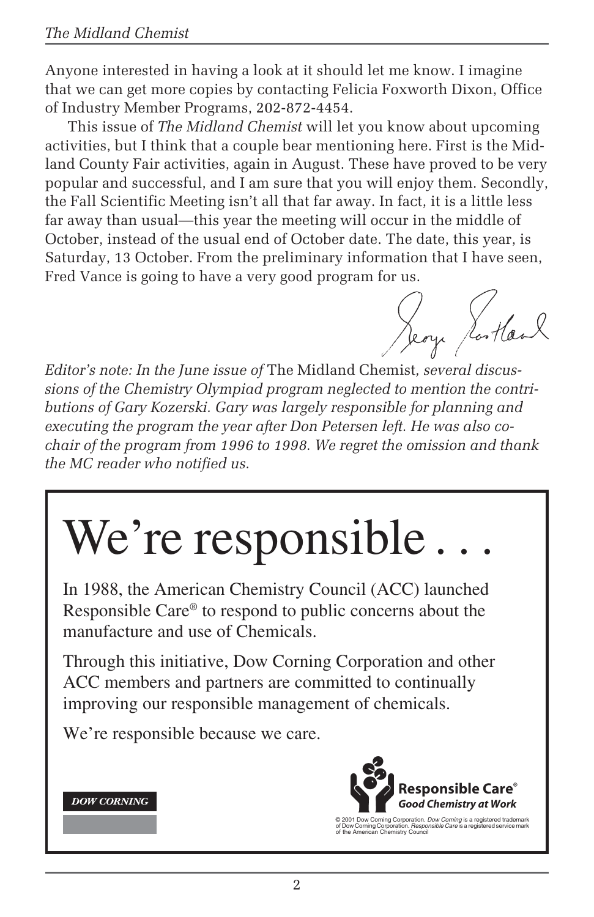Anyone interested in having a look at it should let me know. I imagine that we can get more copies by contacting Felicia Foxworth Dixon, Office of Industry Member Programs, 202-872-4454.

This issue of *The Midland Chemist* will let you know about upcoming activities, but I think that a couple bear mentioning here. First is the Midland County Fair activities, again in August. These have proved to be very popular and successful, and I am sure that you will enjoy them. Secondly, the Fall Scientific Meeting isn't all that far away. In fact, it is a little less far away than usual—this year the meeting will occur in the middle of October, instead of the usual end of October date. The date, this year, is Saturday, 13 October. From the preliminary information that I have seen, Fred Vance is going to have a very good program for us.

George Rowland

*Editor's note: In the June issue of* The Midland Chemist*, several discussions of the Chemistry Olympiad program neglected to mention the contributions of Gary Kozerski. Gary was largely responsible for planning and executing the program the year after Don Petersen left. He was also co-chair of the program from 1996 to 1998. We regret the omission and thank the MC reader who notified us.*

# We're responsible . . .

In 1988, the American Chemistry Council (ACC) launched Responsible Care® to respond to public concerns about the manufacture and use of Chemicals.

Through this initiative, Dow Corning Corporation and other ACC members and partners are committed to continually improving our responsible management of chemicals.

We're responsible because we care.

**DOW CORNING**

**Responsible Care®**
***Good Chemistry at Work***

© 2001 Dow Corning Corporation. *Dow Corning* is a registered trademark of Dow Corning Corporation. *Responsible Care* is a registered service mark of the American Chemistry Council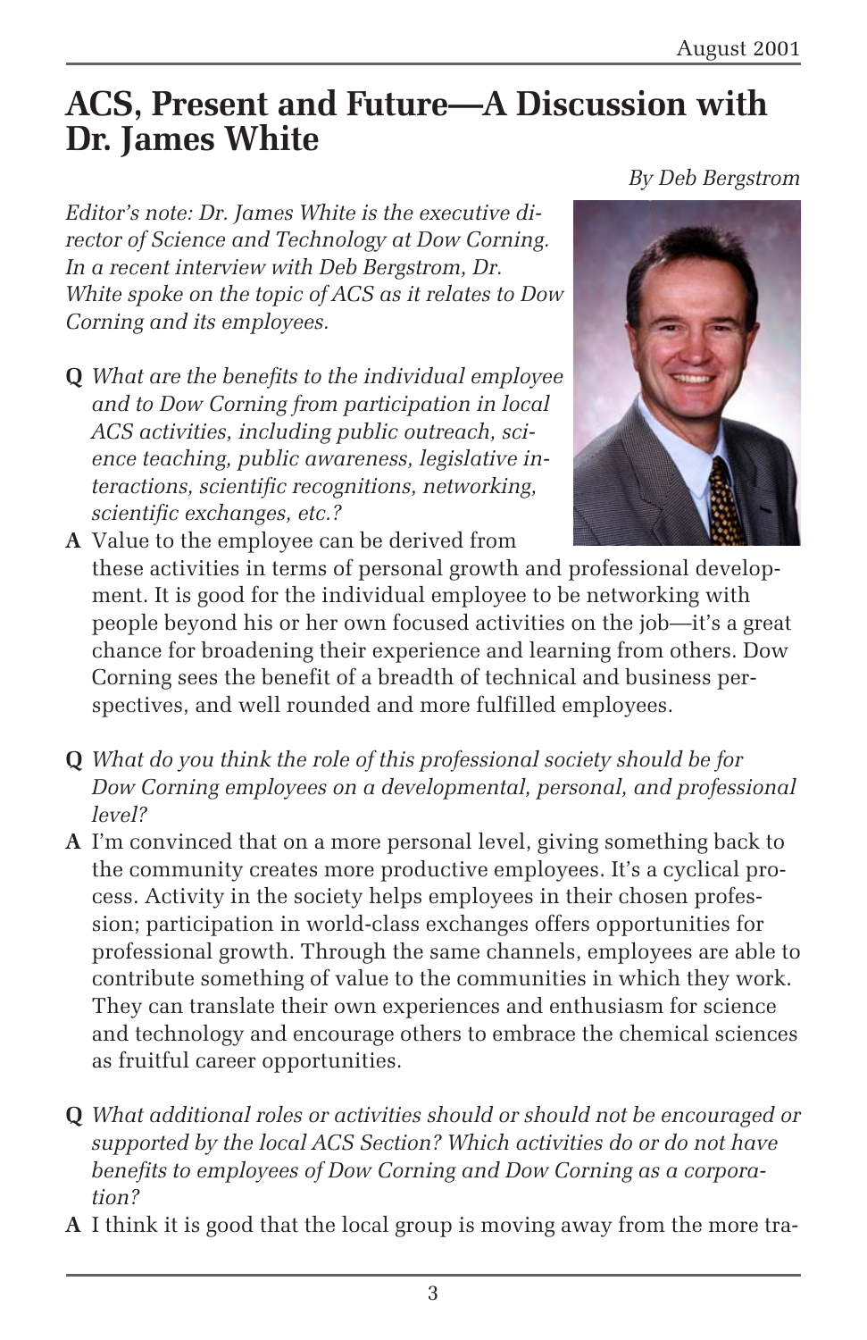# ACS, Present and Future—A Discussion with Dr. James White

*By Deb Bergstrom*

*Editor's note: Dr. James White is the executive director of Science and Technology at Dow Corning. In a recent interview with Deb Bergstrom, Dr. White spoke on the topic of ACS as it relates to Dow Corning and its employees.*

**Q** *What are the benefits to the individual employee and to Dow Corning from participation in local ACS activities, including public outreach, science teaching, public awareness, legislative interactions, scientific recognitions, networking, scientific exchanges, etc.?*

**A** Value to the employee can be derived from these activities in terms of personal growth and professional development. It is good for the individual employee to be networking with people beyond his or her own focused activities on the job—it's a great chance for broadening their experience and learning from others. Dow Corning sees the benefit of a breadth of technical and business perspectives, and well rounded and more fulfilled employees.

**Q** *What do you think the role of this professional society should be for Dow Corning employees on a developmental, personal, and professional level?*

**A** I'm convinced that on a more personal level, giving something back to the community creates more productive employees. It's a cyclical process. Activity in the society helps employees in their chosen profession; participation in world-class exchanges offers opportunities for professional growth. Through the same channels, employees are able to contribute something of value to the communities in which they work. They can translate their own experiences and enthusiasm for science and technology and encourage others to embrace the chemical sciences as fruitful career opportunities.

**Q** *What additional roles or activities should or should not be encouraged or supported by the local ACS Section? Which activities do or do not have benefits to employees of Dow Corning and Dow Corning as a corporation?*

**A** I think it is good that the local group is moving away from the more tra-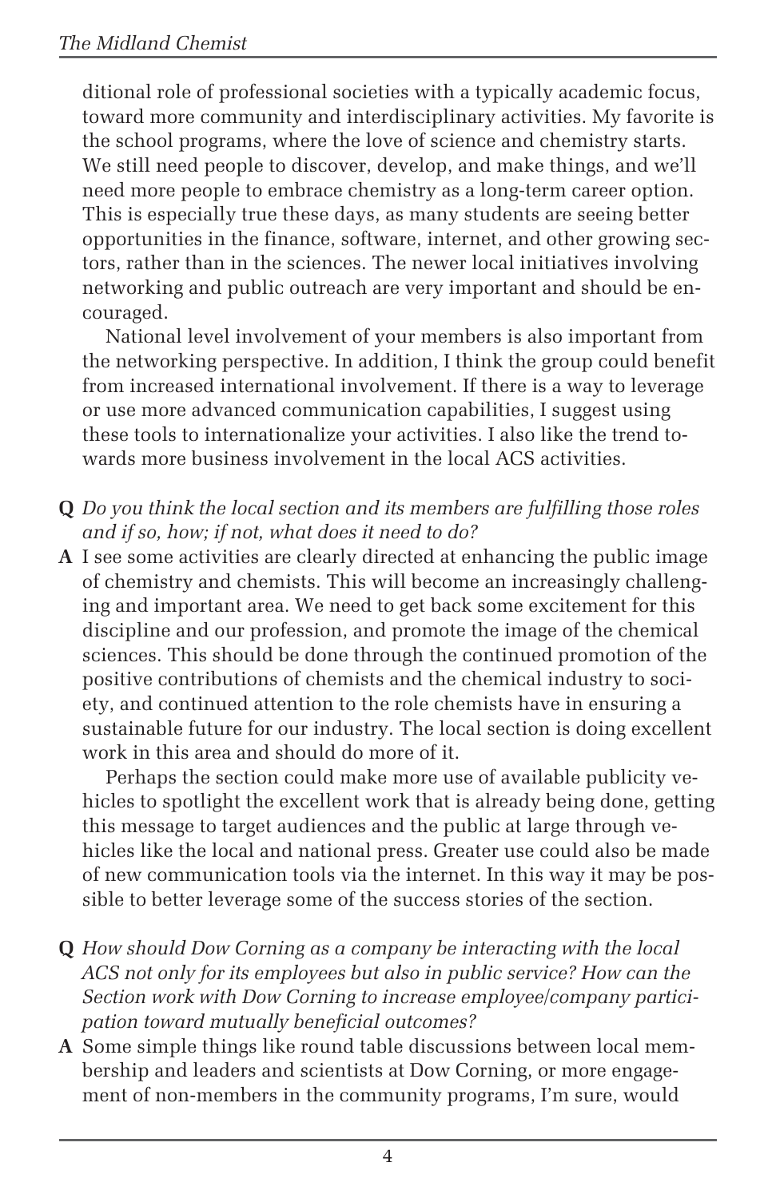ditional role of professional societies with a typically academic focus, toward more community and interdisciplinary activities. My favorite is the school programs, where the love of science and chemistry starts. We still need people to discover, develop, and make things, and we'll need more people to embrace chemistry as a long-term career option. This is especially true these days, as many students are seeing better opportunities in the finance, software, internet, and other growing sectors, rather than in the sciences. The newer local initiatives involving networking and public outreach are very important and should be encouraged.

National level involvement of your members is also important from the networking perspective. In addition, I think the group could benefit from increased international involvement. If there is a way to leverage or use more advanced communication capabilities, I suggest using these tools to internationalize your activities. I also like the trend towards more business involvement in the local ACS activities.

**Q** *Do you think the local section and its members are fulfilling those roles and if so, how; if not, what does it need to do?*

**A** I see some activities are clearly directed at enhancing the public image of chemistry and chemists. This will become an increasingly challenging and important area. We need to get back some excitement for this discipline and our profession, and promote the image of the chemical sciences. This should be done through the continued promotion of the positive contributions of chemists and the chemical industry to society, and continued attention to the role chemists have in ensuring a sustainable future for our industry. The local section is doing excellent work in this area and should do more of it.

Perhaps the section could make more use of available publicity vehicles to spotlight the excellent work that is already being done, getting this message to target audiences and the public at large through vehicles like the local and national press. Greater use could also be made of new communication tools via the internet. In this way it may be possible to better leverage some of the success stories of the section.

**Q** *How should Dow Corning as a company be interacting with the local ACS not only for its employees but also in public service? How can the Section work with Dow Corning to increase employee/company participation toward mutually beneficial outcomes?*

**A** Some simple things like round table discussions between local membership and leaders and scientists at Dow Corning, or more engagement of non-members in the community programs, I'm sure, would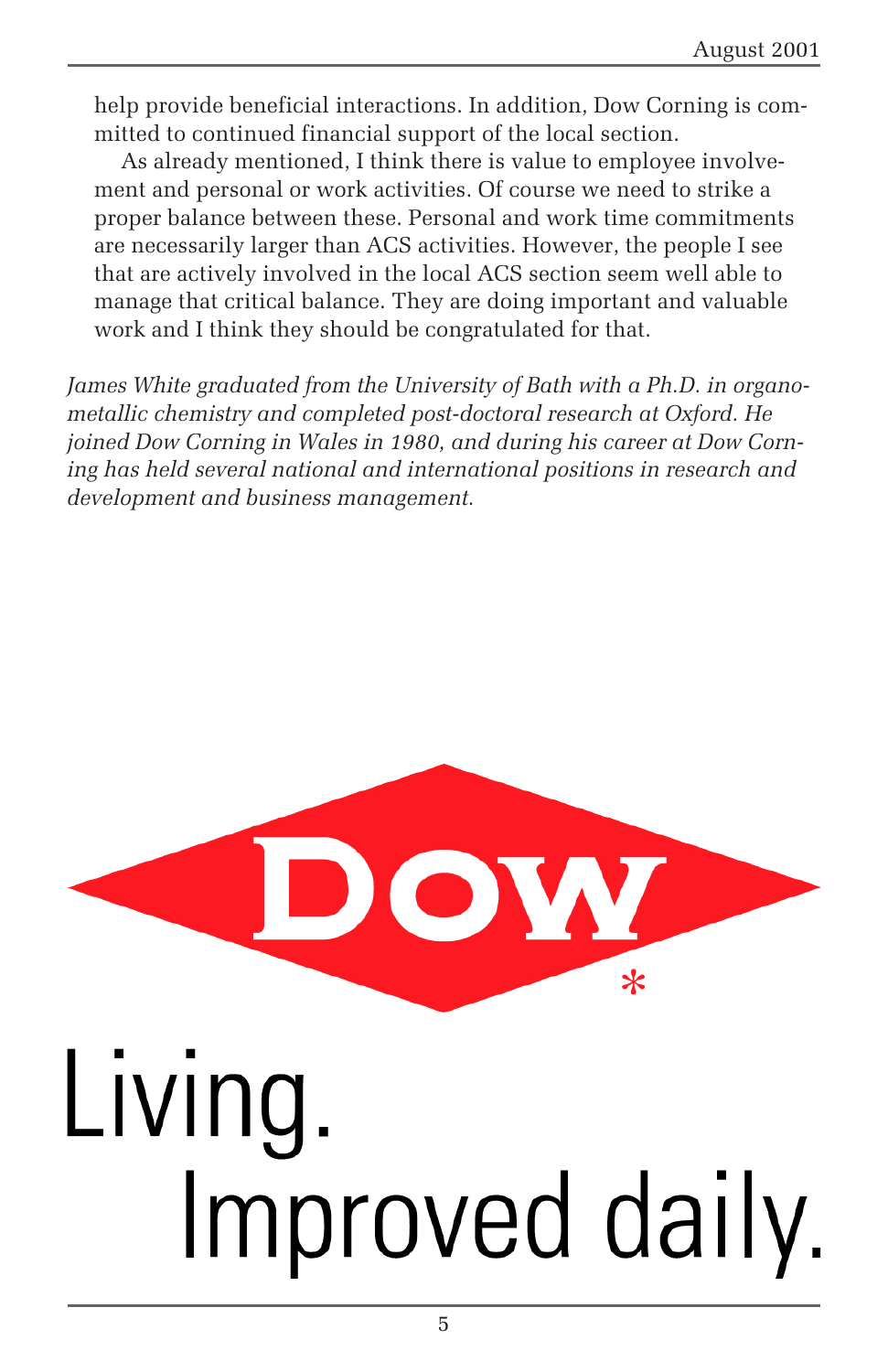help provide beneficial interactions. In addition, Dow Corning is committed to continued financial support of the local section.

As already mentioned, I think there is value to employee involvement and personal or work activities. Of course we need to strike a proper balance between these. Personal and work time commitments are necessarily larger than ACS activities. However, the people I see that are actively involved in the local ACS section seem well able to manage that critical balance. They are doing important and valuable work and I think they should be congratulated for that.

*James White graduated from the University of Bath with a Ph.D. in organometallic chemistry and completed post-doctoral research at Oxford. He joined Dow Corning in Wales in 1980, and during his career at Dow Corning has held several national and international positions in research and development and business management.*

DOW*

Living.
Improved daily.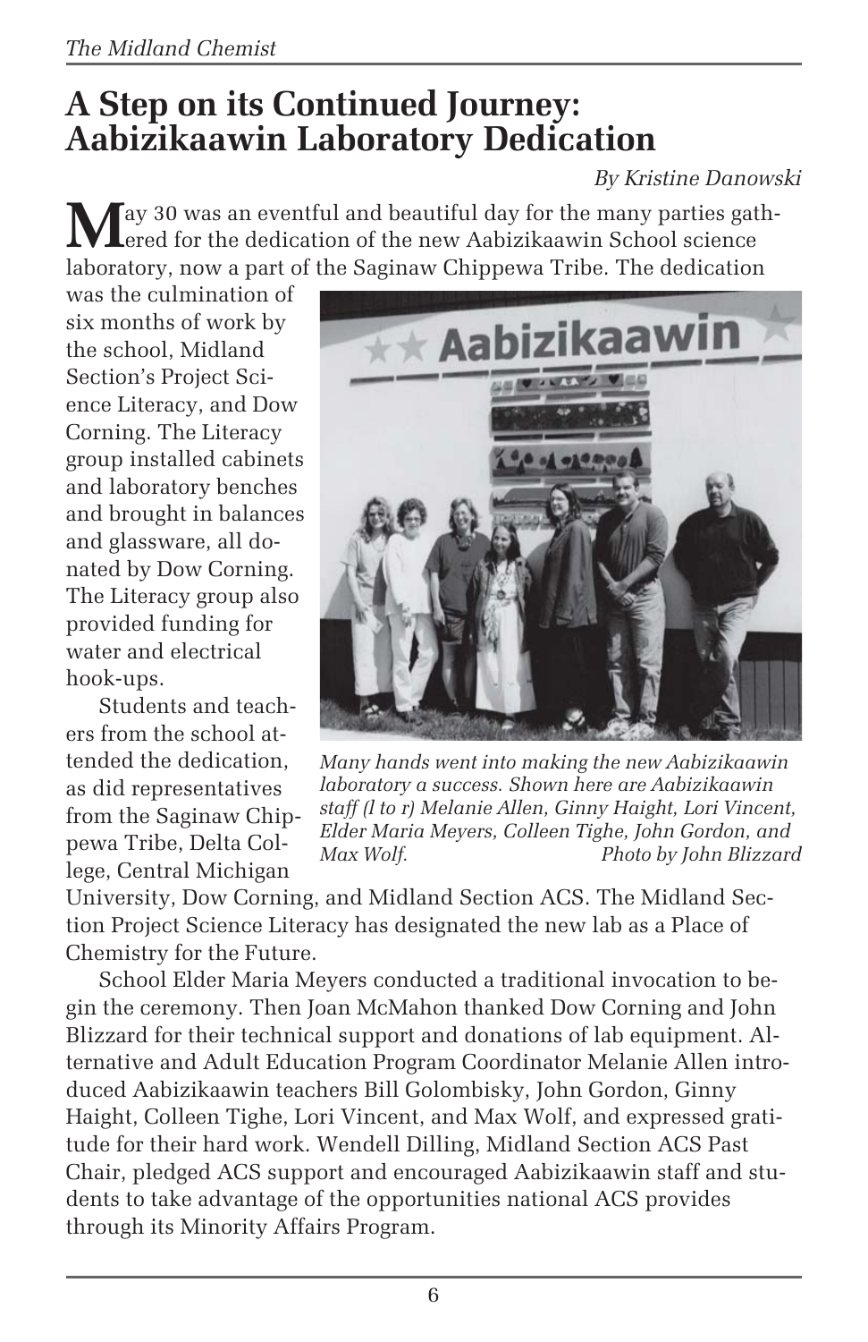# A Step on its Continued Journey: Aabizikaawin Laboratory Dedication

*By Kristine Danowski*

May 30 was an eventful and beautiful day for the many parties gathered for the dedication of the new Aabizikaawin School science laboratory, now a part of the Saginaw Chippewa Tribe. The dedication was the culmination of six months of work by the school, Midland Section's Project Science Literacy, and Dow Corning. The Literacy group installed cabinets and laboratory benches and brought in balances and glassware, all donated by Dow Corning. The Literacy group also provided funding for water and electrical hook-ups.

*Many hands went into making the new Aabizikaawin laboratory a success. Shown here are Aabizikaawin staff (l to r) Melanie Allen, Ginny Haight, Lori Vincent, Elder Maria Meyers, Colleen Tighe, John Gordon, and Max Wolf. Photo by John Blizzard*

Students and teachers from the school attended the dedication, as did representatives from the Saginaw Chippewa Tribe, Delta College, Central Michigan University, Dow Corning, and Midland Section ACS. The Midland Section Project Science Literacy has designated the new lab as a Place of Chemistry for the Future.

School Elder Maria Meyers conducted a traditional invocation to begin the ceremony. Then Joan McMahon thanked Dow Corning and John Blizzard for their technical support and donations of lab equipment. Alternative and Adult Education Program Coordinator Melanie Allen introduced Aabizikaawin teachers Bill Golombisky, John Gordon, Ginny Haight, Colleen Tighe, Lori Vincent, and Max Wolf, and expressed gratitude for their hard work. Wendell Dilling, Midland Section ACS Past Chair, pledged ACS support and encouraged Aabizikaawin staff and students to take advantage of the opportunities national ACS provides through its Minority Affairs Program.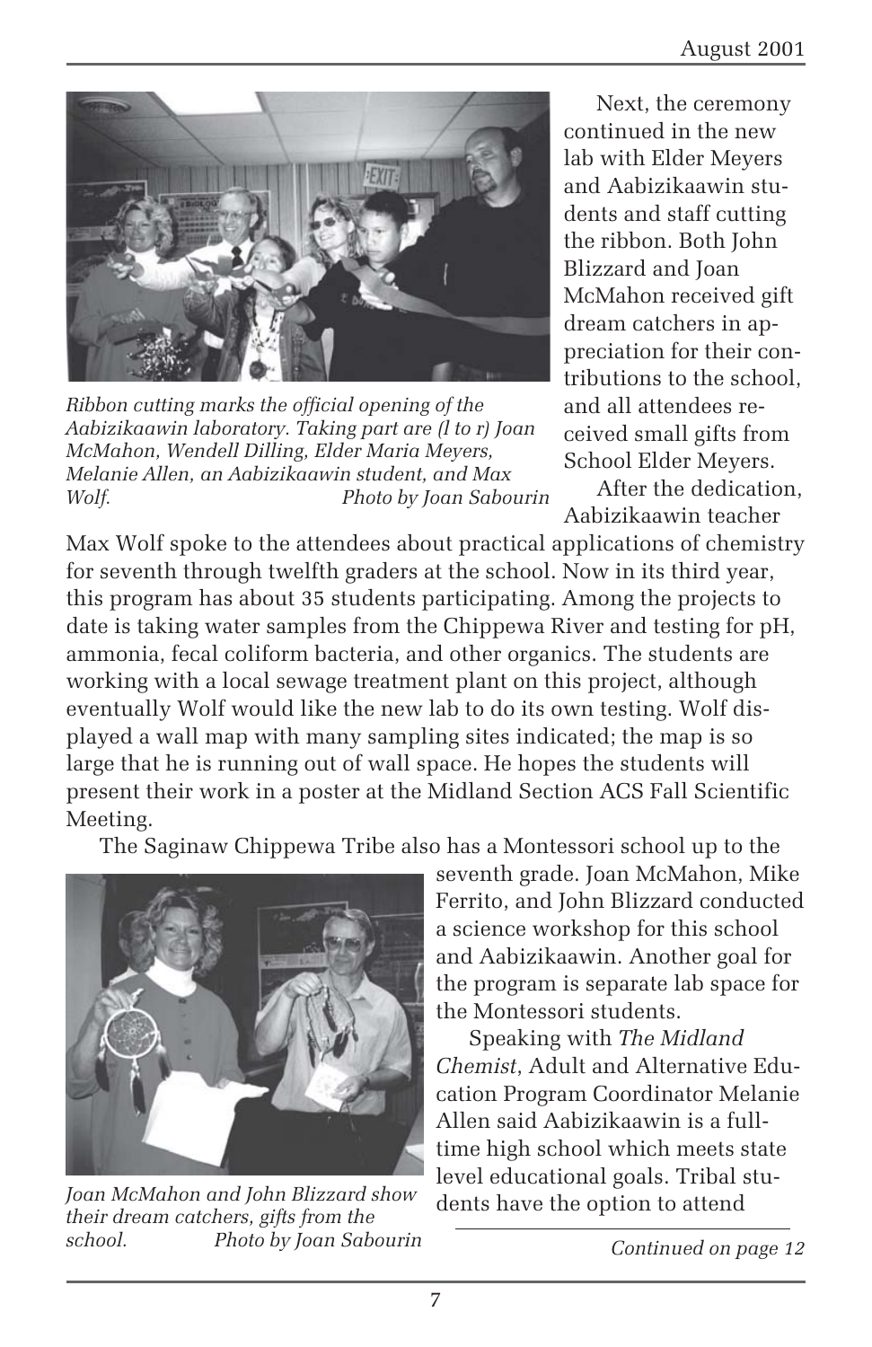*Ribbon cutting marks the official opening of the Aabizikaawin laboratory. Taking part are (l to r) Joan McMahon, Wendell Dilling, Elder Maria Meyers, Melanie Allen, an Aabizikaawin student, and Max Wolf.* *Photo by Joan Sabourin*

Next, the ceremony continued in the new lab with Elder Meyers and Aabizikaawin students and staff cutting the ribbon. Both John Blizzard and Joan McMahon received gift dream catchers in appreciation for their contributions to the school, and all attendees received small gifts from School Elder Meyers.

After the dedication, Aabizikaawin teacher Max Wolf spoke to the attendees about practical applications of chemistry for seventh through twelfth graders at the school. Now in its third year, this program has about 35 students participating. Among the projects to date is taking water samples from the Chippewa River and testing for pH, ammonia, fecal coliform bacteria, and other organics. The students are working with a local sewage treatment plant on this project, although eventually Wolf would like the new lab to do its own testing. Wolf displayed a wall map with many sampling sites indicated; the map is so large that he is running out of wall space. He hopes the students will present their work in a poster at the Midland Section ACS Fall Scientific Meeting.

The Saginaw Chippewa Tribe also has a Montessori school up to the seventh grade. Joan McMahon, Mike Ferrito, and John Blizzard conducted a science workshop for this school and Aabizikaawin. Another goal for the program is separate lab space for the Montessori students.

*Joan McMahon and John Blizzard show their dream catchers, gifts from the school.* *Photo by Joan Sabourin*

Speaking with *The Midland Chemist*, Adult and Alternative Education Program Coordinator Melanie Allen said Aabizikaawin is a full-time high school which meets state level educational goals. Tribal students have the option to attend

*Continued on page 12*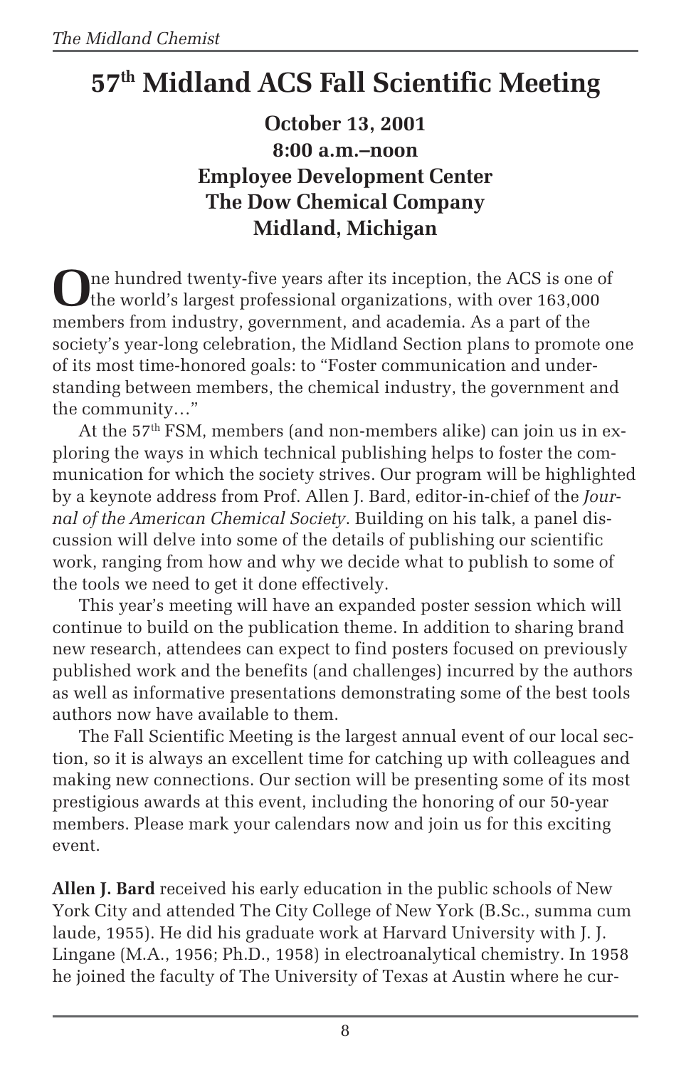# 57th Midland ACS Fall Scientific Meeting

**October 13, 2001**
**8:00 a.m.–noon**
**Employee Development Center**
**The Dow Chemical Company**
**Midland, Michigan**

One hundred twenty-five years after its inception, the ACS is one of the world's largest professional organizations, with over 163,000 members from industry, government, and academia. As a part of the society's year-long celebration, the Midland Section plans to promote one of its most time-honored goals: to "Foster communication and understanding between members, the chemical industry, the government and the community…"

At the 57th FSM, members (and non-members alike) can join us in exploring the ways in which technical publishing helps to foster the communication for which the society strives. Our program will be highlighted by a keynote address from Prof. Allen J. Bard, editor-in-chief of the *Journal of the American Chemical Society*. Building on his talk, a panel discussion will delve into some of the details of publishing our scientific work, ranging from how and why we decide what to publish to some of the tools we need to get it done effectively.

This year's meeting will have an expanded poster session which will continue to build on the publication theme. In addition to sharing brand new research, attendees can expect to find posters focused on previously published work and the benefits (and challenges) incurred by the authors as well as informative presentations demonstrating some of the best tools authors now have available to them.

The Fall Scientific Meeting is the largest annual event of our local section, so it is always an excellent time for catching up with colleagues and making new connections. Our section will be presenting some of its most prestigious awards at this event, including the honoring of our 50-year members. Please mark your calendars now and join us for this exciting event.

**Allen J. Bard** received his early education in the public schools of New York City and attended The City College of New York (B.Sc., summa cum laude, 1955). He did his graduate work at Harvard University with J. J. Lingane (M.A., 1956; Ph.D., 1958) in electroanalytical chemistry. In 1958 he joined the faculty of The University of Texas at Austin where he cur-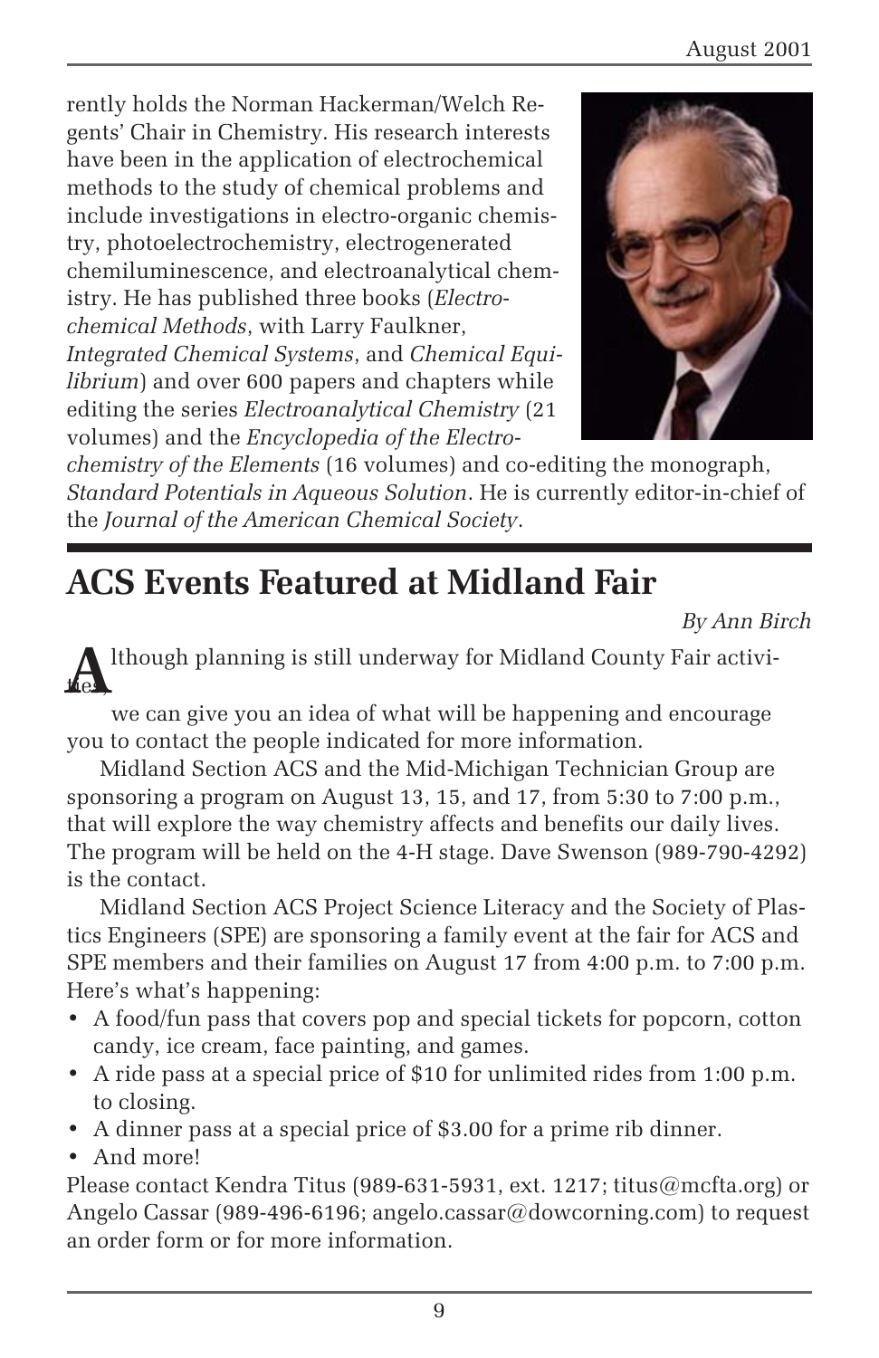rently holds the Norman Hackerman/Welch Regents' Chair in Chemistry. His research interests have been in the application of electrochemical methods to the study of chemical problems and include investigations in electro-organic chemistry, photoelectrochemistry, electrogenerated chemiluminescence, and electroanalytical chemistry. He has published three books (*Electrochemical Methods*, with Larry Faulkner, *Integrated Chemical Systems*, and *Chemical Equilibrium*) and over 600 papers and chapters while editing the series *Electroanalytical Chemistry* (21 volumes) and the *Encyclopedia of the Electrochemistry of the Elements* (16 volumes) and co-editing the monograph, *Standard Potentials in Aqueous Solution*. He is currently editor-in-chief of the *Journal of the American Chemical Society*.

## ACS Events Featured at Midland Fair

*By Ann Birch*

Although planning is still underway for Midland County Fair activities, we can give you an idea of what will be happening and encourage you to contact the people indicated for more information.

Midland Section ACS and the Mid-Michigan Technician Group are sponsoring a program on August 13, 15, and 17, from 5:30 to 7:00 p.m., that will explore the way chemistry affects and benefits our daily lives. The program will be held on the 4-H stage. Dave Swenson (989-790-4292) is the contact.

Midland Section ACS Project Science Literacy and the Society of Plastics Engineers (SPE) are sponsoring a family event at the fair for ACS and SPE members and their families on August 17 from 4:00 p.m. to 7:00 p.m. Here's what's happening:

- A food/fun pass that covers pop and special tickets for popcorn, cotton candy, ice cream, face painting, and games.
- A ride pass at a special price of $10 for unlimited rides from 1:00 p.m. to closing.
- A dinner pass at a special price of $3.00 for a prime rib dinner.
- And more!

Please contact Kendra Titus (989-631-5931, ext. 1217; titus@mcfta.org) or Angelo Cassar (989-496-6196; angelo.cassar@dowcorning.com) to request an order form or for more information.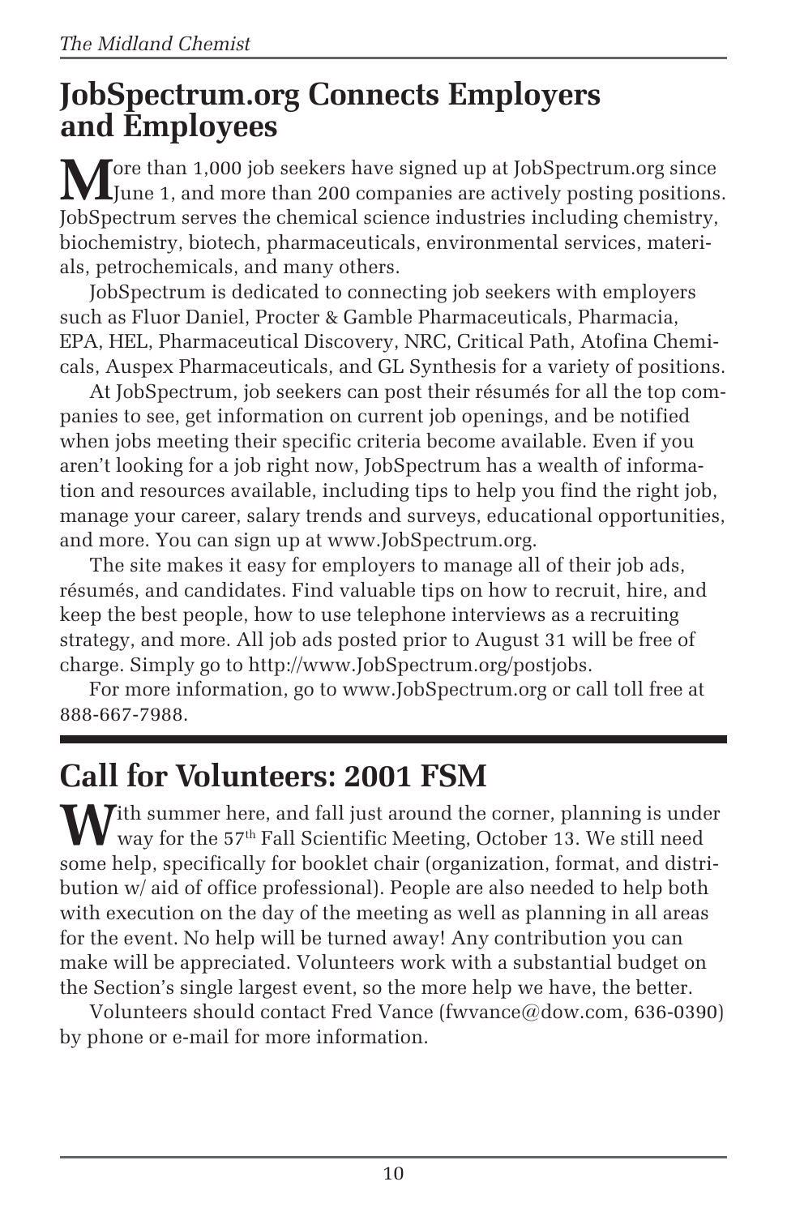## JobSpectrum.org Connects Employers and Employees

More than 1,000 job seekers have signed up at JobSpectrum.org since June 1, and more than 200 companies are actively posting positions. JobSpectrum serves the chemical science industries including chemistry, biochemistry, biotech, pharmaceuticals, environmental services, materials, petrochemicals, and many others.

JobSpectrum is dedicated to connecting job seekers with employers such as Fluor Daniel, Procter & Gamble Pharmaceuticals, Pharmacia, EPA, HEL, Pharmaceutical Discovery, NRC, Critical Path, Atofina Chemicals, Auspex Pharmaceuticals, and GL Synthesis for a variety of positions.

At JobSpectrum, job seekers can post their résumés for all the top companies to see, get information on current job openings, and be notified when jobs meeting their specific criteria become available. Even if you aren't looking for a job right now, JobSpectrum has a wealth of information and resources available, including tips to help you find the right job, manage your career, salary trends and surveys, educational opportunities, and more. You can sign up at www.JobSpectrum.org.

The site makes it easy for employers to manage all of their job ads, résumés, and candidates. Find valuable tips on how to recruit, hire, and keep the best people, how to use telephone interviews as a recruiting strategy, and more. All job ads posted prior to August 31 will be free of charge. Simply go to http://www.JobSpectrum.org/postjobs.

For more information, go to www.JobSpectrum.org or call toll free at 888-667-7988.

## Call for Volunteers: 2001 FSM

With summer here, and fall just around the corner, planning is under way for the 57th Fall Scientific Meeting, October 13. We still need some help, specifically for booklet chair (organization, format, and distribution w/ aid of office professional). People are also needed to help both with execution on the day of the meeting as well as planning in all areas for the event. No help will be turned away! Any contribution you can make will be appreciated. Volunteers work with a substantial budget on the Section's single largest event, so the more help we have, the better.

Volunteers should contact Fred Vance (fwvance@dow.com, 636-0390) by phone or e-mail for more information.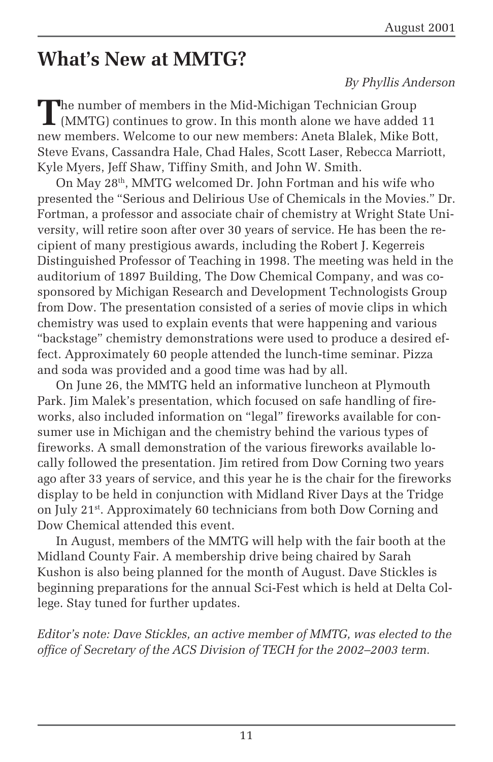# What's New at MMTG?

*By Phyllis Anderson*

The number of members in the Mid-Michigan Technician Group (MMTG) continues to grow. In this month alone we have added 11 new members. Welcome to our new members: Aneta Blalek, Mike Bott, Steve Evans, Cassandra Hale, Chad Hales, Scott Laser, Rebecca Marriott, Kyle Myers, Jeff Shaw, Tiffiny Smith, and John W. Smith.

On May 28th, MMTG welcomed Dr. John Fortman and his wife who presented the "Serious and Delirious Use of Chemicals in the Movies." Dr. Fortman, a professor and associate chair of chemistry at Wright State University, will retire soon after over 30 years of service. He has been the recipient of many prestigious awards, including the Robert J. Kegerreis Distinguished Professor of Teaching in 1998. The meeting was held in the auditorium of 1897 Building, The Dow Chemical Company, and was cosponsored by Michigan Research and Development Technologists Group from Dow. The presentation consisted of a series of movie clips in which chemistry was used to explain events that were happening and various "backstage" chemistry demonstrations were used to produce a desired effect. Approximately 60 people attended the lunch-time seminar. Pizza and soda was provided and a good time was had by all.

On June 26, the MMTG held an informative luncheon at Plymouth Park. Jim Malek's presentation, which focused on safe handling of fireworks, also included information on "legal" fireworks available for consumer use in Michigan and the chemistry behind the various types of fireworks. A small demonstration of the various fireworks available locally followed the presentation. Jim retired from Dow Corning two years ago after 33 years of service, and this year he is the chair for the fireworks display to be held in conjunction with Midland River Days at the Tridge on July 21st. Approximately 60 technicians from both Dow Corning and Dow Chemical attended this event.

In August, members of the MMTG will help with the fair booth at the Midland County Fair. A membership drive being chaired by Sarah Kushon is also being planned for the month of August. Dave Stickles is beginning preparations for the annual Sci-Fest which is held at Delta College. Stay tuned for further updates.

*Editor's note: Dave Stickles, an active member of MMTG, was elected to the office of Secretary of the ACS Division of TECH for the 2002–2003 term.*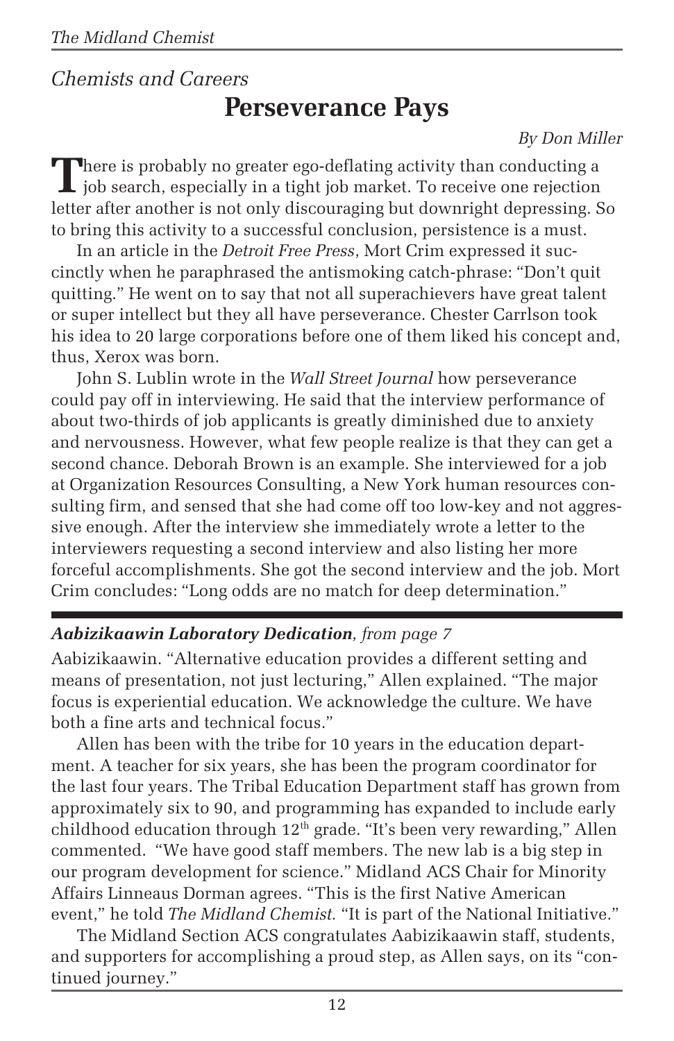*Chemists and Careers*

# Perseverance Pays

*By Don Miller*

There is probably no greater ego-deflating activity than conducting a job search, especially in a tight job market. To receive one rejection letter after another is not only discouraging but downright depressing. So to bring this activity to a successful conclusion, persistence is a must.

In an article in the *Detroit Free Press*, Mort Crim expressed it succinctly when he paraphrased the antismoking catch-phrase: "Don't quit quitting." He went on to say that not all superachievers have great talent or super intellect but they all have perseverance. Chester Carrlson took his idea to 20 large corporations before one of them liked his concept and, thus, Xerox was born.

John S. Lublin wrote in the *Wall Street Journal* how perseverance could pay off in interviewing. He said that the interview performance of about two-thirds of job applicants is greatly diminished due to anxiety and nervousness. However, what few people realize is that they can get a second chance. Deborah Brown is an example. She interviewed for a job at Organization Resources Consulting, a New York human resources consulting firm, and sensed that she had come off too low-key and not aggressive enough. After the interview she immediately wrote a letter to the interviewers requesting a second interview and also listing her more forceful accomplishments. She got the second interview and the job. Mort Crim concludes: "Long odds are no match for deep determination."

---

***Aabizikaawin Laboratory Dedication**, from page 7*

Aabizikaawin. "Alternative education provides a different setting and means of presentation, not just lecturing," Allen explained. "The major focus is experiential education. We acknowledge the culture. We have both a fine arts and technical focus."

Allen has been with the tribe for 10 years in the education department. A teacher for six years, she has been the program coordinator for the last four years. The Tribal Education Department staff has grown from approximately six to 90, and programming has expanded to include early childhood education through 12th grade. "It's been very rewarding," Allen commented. "We have good staff members. The new lab is a big step in our program development for science." Midland ACS Chair for Minority Affairs Linneaus Dorman agrees. "This is the first Native American event," he told *The Midland Chemist*. "It is part of the National Initiative."

The Midland Section ACS congratulates Aabizikaawin staff, students, and supporters for accomplishing a proud step, as Allen says, on its "continued journey."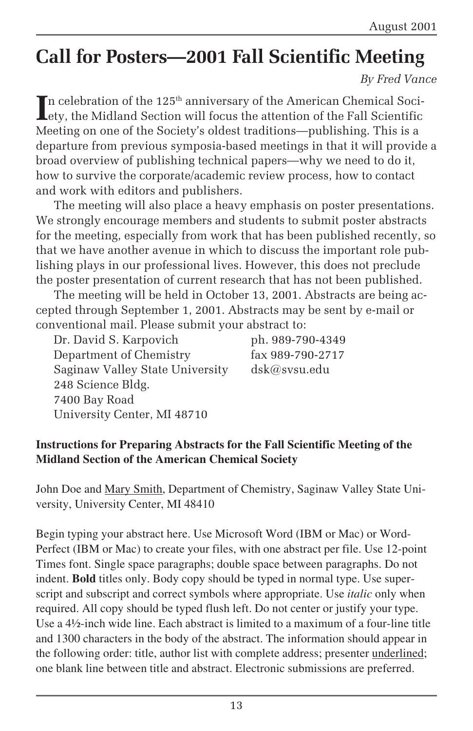# Call for Posters—2001 Fall Scientific Meeting

*By Fred Vance*

In celebration of the 125th anniversary of the American Chemical Society, the Midland Section will focus the attention of the Fall Scientific Meeting on one of the Society's oldest traditions—publishing. This is a departure from previous symposia-based meetings in that it will provide a broad overview of publishing technical papers—why we need to do it, how to survive the corporate/academic review process, how to contact and work with editors and publishers.

The meeting will also place a heavy emphasis on poster presentations. We strongly encourage members and students to submit poster abstracts for the meeting, especially from work that has been published recently, so that we have another avenue in which to discuss the important role publishing plays in our professional lives. However, this does not preclude the poster presentation of current research that has not been published.

The meeting will be held in October 13, 2001. Abstracts are being accepted through September 1, 2001. Abstracts may be sent by e-mail or conventional mail. Please submit your abstract to:

Dr. David S. Karpovich
Department of Chemistry
Saginaw Valley State University
248 Science Bldg.
7400 Bay Road
University Center, MI 48710

ph. 989-790-4349
fax 989-790-2717
dsk@svsu.edu

**Instructions for Preparing Abstracts for the Fall Scientific Meeting of the Midland Section of the American Chemical Society**

John Doe and <u>Mary Smith</u>, Department of Chemistry, Saginaw Valley State University, University Center, MI 48410

Begin typing your abstract here. Use Microsoft Word (IBM or Mac) or WordPerfect (IBM or Mac) to create your files, with one abstract per file. Use 12-point Times font. Single space paragraphs; double space between paragraphs. Do not indent. **Bold** titles only. Body copy should be typed in normal type. Use superscript and subscript and correct symbols where appropriate. Use *italic* only when required. All copy should be typed flush left. Do not center or justify your type. Use a 4½-inch wide line. Each abstract is limited to a maximum of a four-line title and 1300 characters in the body of the abstract. The information should appear in the following order: title, author list with complete address; presenter <u>underlined</u>; one blank line between title and abstract. Electronic submissions are preferred.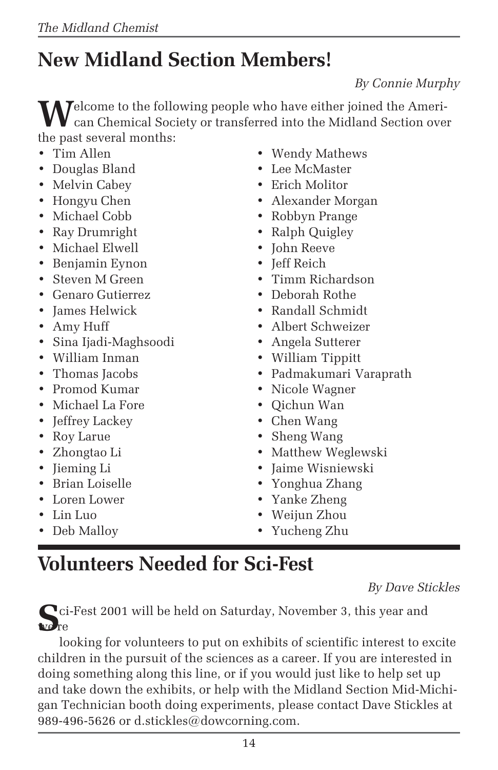## New Midland Section Members!

*By Connie Murphy*

Welcome to the following people who have either joined the American Chemical Society or transferred into the Midland Section over the past several months:

- Tim Allen
- Douglas Bland
- Melvin Cabey
- Hongyu Chen
- Michael Cobb
- Ray Drumright
- Michael Elwell
- Benjamin Eynon
- Steven M Green
- Genaro Gutierrez
- James Helwick
- Amy Huff
- Sina Ijadi-Maghsoodi
- William Inman
- Thomas Jacobs
- Promod Kumar
- Michael La Fore
- Jeffrey Lackey
- Roy Larue
- Zhongtao Li
- Jieming Li
- Brian Loiselle
- Loren Lower
- Lin Luo
- Deb Malloy
- Wendy Mathews
- Lee McMaster
- Erich Molitor
- Alexander Morgan
- Robbyn Prange
- Ralph Quigley
- John Reeve
- Jeff Reich
- Timm Richardson
- Deborah Rothe
- Randall Schmidt
- Albert Schweizer
- Angela Sutterer
- William Tippitt
- Padmakumari Varaprath
- Nicole Wagner
- Qichun Wan
- Chen Wang
- Sheng Wang
- Matthew Weglewski
- Jaime Wisniewski
- Yonghua Zhang
- Yanke Zheng
- Weijun Zhou
- Yucheng Zhu

## Volunteers Needed for Sci-Fest

*By Dave Stickles*

Sci-Fest 2001 will be held on Saturday, November 3, this year and we're looking for volunteers to put on exhibits of scientific interest to excite children in the pursuit of the sciences as a career. If you are interested in doing something along this line, or if you would just like to help set up and take down the exhibits, or help with the Midland Section Mid-Michigan Technician booth doing experiments, please contact Dave Stickles at 989-496-5626 or d.stickles@dowcorning.com.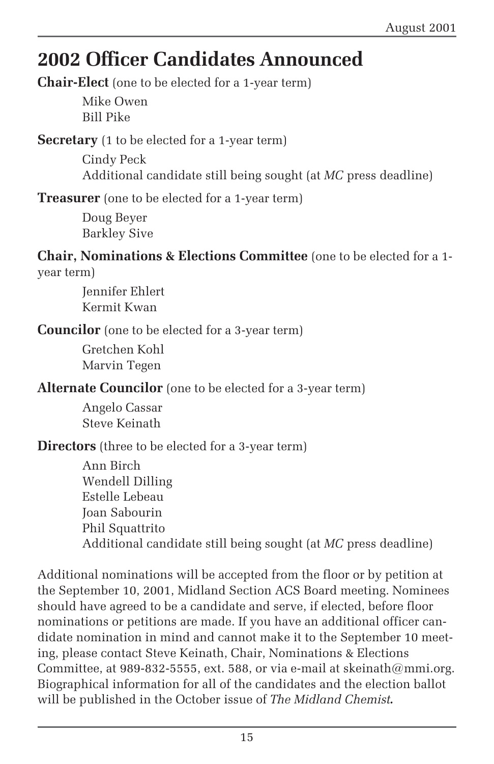# 2002 Officer Candidates Announced

**Chair-Elect** (one to be elected for a 1-year term)

Mike Owen
Bill Pike

**Secretary** (1 to be elected for a 1-year term)

Cindy Peck
Additional candidate still being sought (at *MC* press deadline)

**Treasurer** (one to be elected for a 1-year term)

Doug Beyer
Barkley Sive

**Chair, Nominations & Elections Committee** (one to be elected for a 1-year term)

Jennifer Ehlert
Kermit Kwan

**Councilor** (one to be elected for a 3-year term)

Gretchen Kohl
Marvin Tegen

**Alternate Councilor** (one to be elected for a 3-year term)

Angelo Cassar
Steve Keinath

**Directors** (three to be elected for a 3-year term)

Ann Birch
Wendell Dilling
Estelle Lebeau
Joan Sabourin
Phil Squattrito
Additional candidate still being sought (at *MC* press deadline)

Additional nominations will be accepted from the floor or by petition at the September 10, 2001, Midland Section ACS Board meeting. Nominees should have agreed to be a candidate and serve, if elected, before floor nominations or petitions are made. If you have an additional officer candidate nomination in mind and cannot make it to the September 10 meeting, please contact Steve Keinath, Chair, Nominations & Elections Committee, at 989-832-5555, ext. 588, or via e-mail at skeinath@mmi.org. Biographical information for all of the candidates and the election ballot will be published in the October issue of *The Midland Chemist*.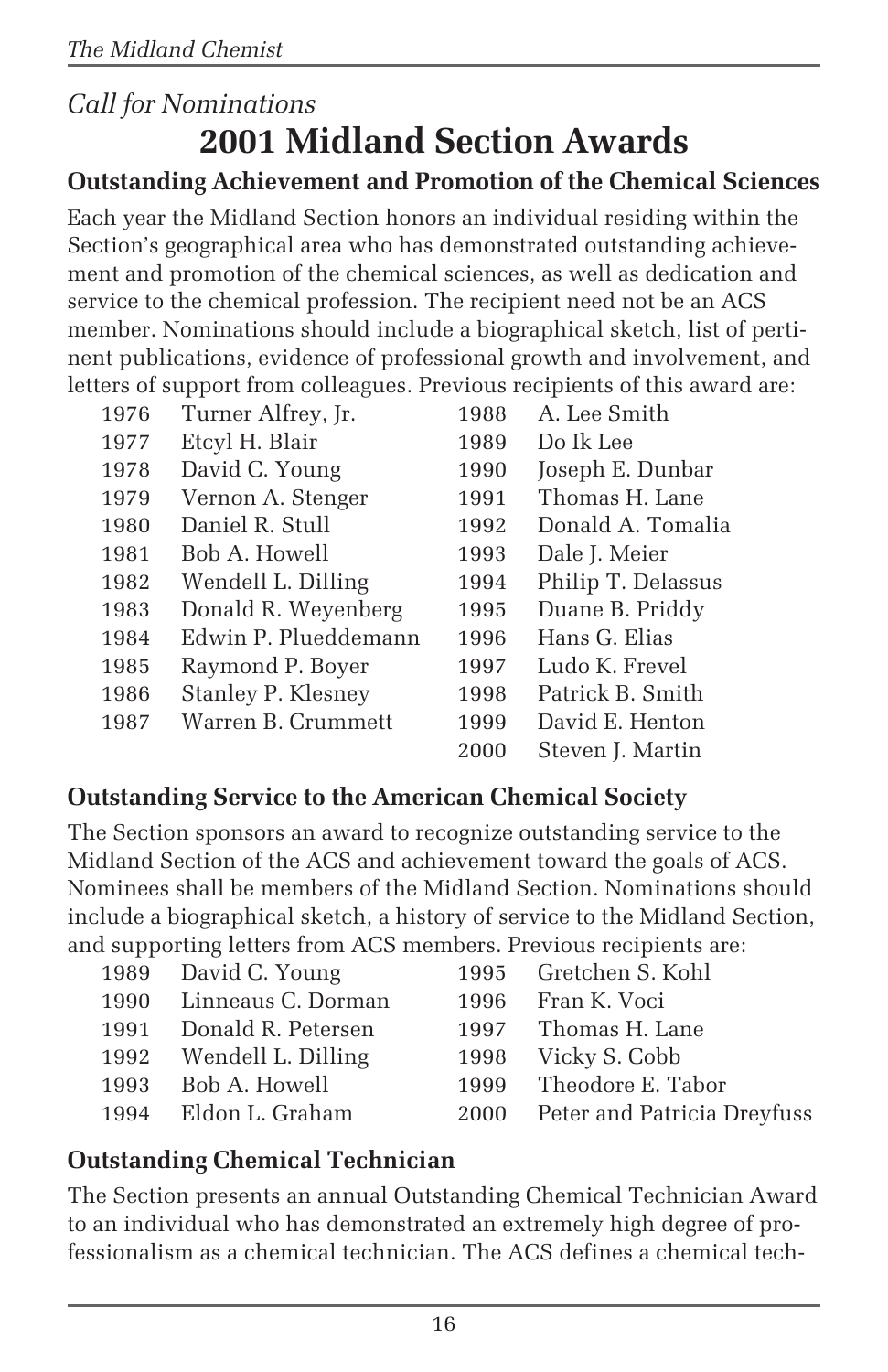*Call for Nominations*

# 2001 Midland Section Awards

### Outstanding Achievement and Promotion of the Chemical Sciences

Each year the Midland Section honors an individual residing within the Section's geographical area who has demonstrated outstanding achievement and promotion of the chemical sciences, as well as dedication and service to the chemical profession. The recipient need not be an ACS member. Nominations should include a biographical sketch, list of pertinent publications, evidence of professional growth and involvement, and letters of support from colleagues. Previous recipients of this award are:

| Year | Recipient | Year | Recipient |
|---|---|---|---|
| 1976 | Turner Alfrey, Jr. | 1988 | A. Lee Smith |
| 1977 | Etcyl H. Blair | 1989 | Do Ik Lee |
| 1978 | David C. Young | 1990 | Joseph E. Dunbar |
| 1979 | Vernon A. Stenger | 1991 | Thomas H. Lane |
| 1980 | Daniel R. Stull | 1992 | Donald A. Tomalia |
| 1981 | Bob A. Howell | 1993 | Dale J. Meier |
| 1982 | Wendell L. Dilling | 1994 | Philip T. Delassus |
| 1983 | Donald R. Weyenberg | 1995 | Duane B. Priddy |
| 1984 | Edwin P. Plueddemann | 1996 | Hans G. Elias |
| 1985 | Raymond P. Boyer | 1997 | Ludo K. Frevel |
| 1986 | Stanley P. Klesney | 1998 | Patrick B. Smith |
| 1987 | Warren B. Crummett | 1999 | David E. Henton |
| | | 2000 | Steven J. Martin |

### Outstanding Service to the American Chemical Society

The Section sponsors an award to recognize outstanding service to the Midland Section of the ACS and achievement toward the goals of ACS. Nominees shall be members of the Midland Section. Nominations should include a biographical sketch, a history of service to the Midland Section, and supporting letters from ACS members. Previous recipients are:

| Year | Recipient | Year | Recipient |
|---|---|---|---|
| 1989 | David C. Young | 1995 | Gretchen S. Kohl |
| 1990 | Linneaus C. Dorman | 1996 | Fran K. Voci |
| 1991 | Donald R. Petersen | 1997 | Thomas H. Lane |
| 1992 | Wendell L. Dilling | 1998 | Vicky S. Cobb |
| 1993 | Bob A. Howell | 1999 | Theodore E. Tabor |
| 1994 | Eldon L. Graham | 2000 | Peter and Patricia Dreyfuss |

### Outstanding Chemical Technician

The Section presents an annual Outstanding Chemical Technician Award to an individual who has demonstrated an extremely high degree of professionalism as a chemical technician. The ACS defines a chemical tech-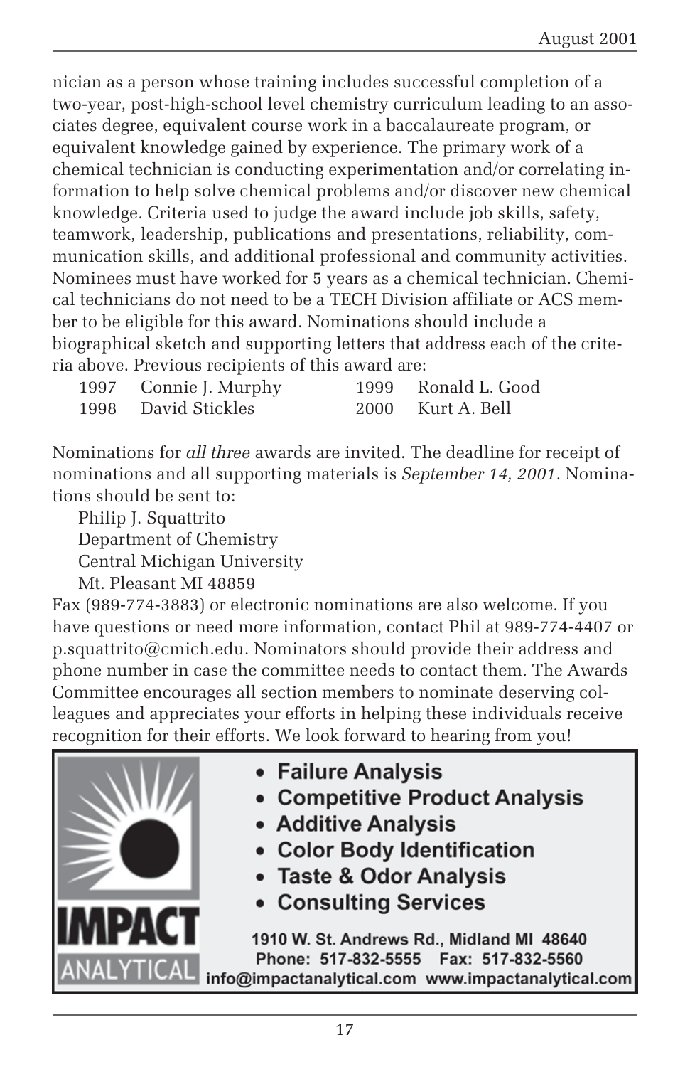nician as a person whose training includes successful completion of a two-year, post-high-school level chemistry curriculum leading to an associates degree, equivalent course work in a baccalaureate program, or equivalent knowledge gained by experience. The primary work of a chemical technician is conducting experimentation and/or correlating information to help solve chemical problems and/or discover new chemical knowledge. Criteria used to judge the award include job skills, safety, teamwork, leadership, publications and presentations, reliability, communication skills, and additional professional and community activities. Nominees must have worked for 5 years as a chemical technician. Chemical technicians do not need to be a TECH Division affiliate or ACS member to be eligible for this award. Nominations should include a biographical sketch and supporting letters that address each of the criteria above. Previous recipients of this award are:

| | | | |
|---|---|---|---|
| 1997 | Connie J. Murphy | 1999 | Ronald L. Good |
| 1998 | David Stickles | 2000 | Kurt A. Bell |

Nominations for *all three* awards are invited. The deadline for receipt of nominations and all supporting materials is *September 14, 2001*. Nominations should be sent to:

Philip J. Squattrito
Department of Chemistry
Central Michigan University
Mt. Pleasant MI 48859

Fax (989-774-3883) or electronic nominations are also welcome. If you have questions or need more information, contact Phil at 989-774-4407 or p.squattrito@cmich.edu. Nominators should provide their address and phone number in case the committee needs to contact them. The Awards Committee encourages all section members to nominate deserving colleagues and appreciates your efforts in helping these individuals receive recognition for their efforts. We look forward to hearing from you!

**IMPACT ANALYTICAL**

- **Failure Analysis**
- **Competitive Product Analysis**
- **Additive Analysis**
- **Color Body Identification**
- **Taste & Odor Analysis**
- **Consulting Services**

**1910 W. St. Andrews Rd., Midland MI 48640**
**Phone: 517-832-5555 Fax: 517-832-5560**
**info@impactanalytical.com www.impactanalytical.com**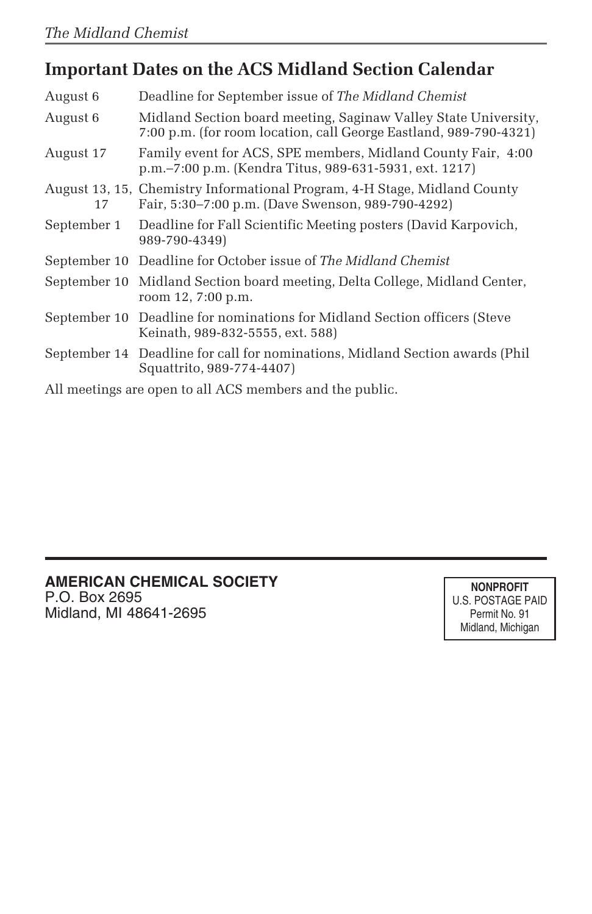## Important Dates on the ACS Midland Section Calendar

| | |
|---|---|
| August 6 | Deadline for September issue of *The Midland Chemist* |
| August 6 | Midland Section board meeting, Saginaw Valley State University, 7:00 p.m. (for room location, call George Eastland, 989-790-4321) |
| August 17 | Family event for ACS, SPE members, Midland County Fair, 4:00 p.m.–7:00 p.m. (Kendra Titus, 989-631-5931, ext. 1217) |
| August 13, 15, 17 | Chemistry Informational Program, 4-H Stage, Midland County Fair, 5:30–7:00 p.m. (Dave Swenson, 989-790-4292) |
| September 1 | Deadline for Fall Scientific Meeting posters (David Karpovich, 989-790-4349) |
| September 10 | Deadline for October issue of *The Midland Chemist* |
| September 10 | Midland Section board meeting, Delta College, Midland Center, room 12, 7:00 p.m. |
| September 10 | Deadline for nominations for Midland Section officers (Steve Keinath, 989-832-5555, ext. 588) |
| September 14 | Deadline for call for nominations, Midland Section awards (Phil Squattrito, 989-774-4407) |

All meetings are open to all ACS members and the public.

---

**AMERICAN CHEMICAL SOCIETY**
P.O. Box 2695
Midland, MI 48641-2695

**NONPROFIT**
U.S. POSTAGE PAID
Permit No. 91
Midland, Michigan